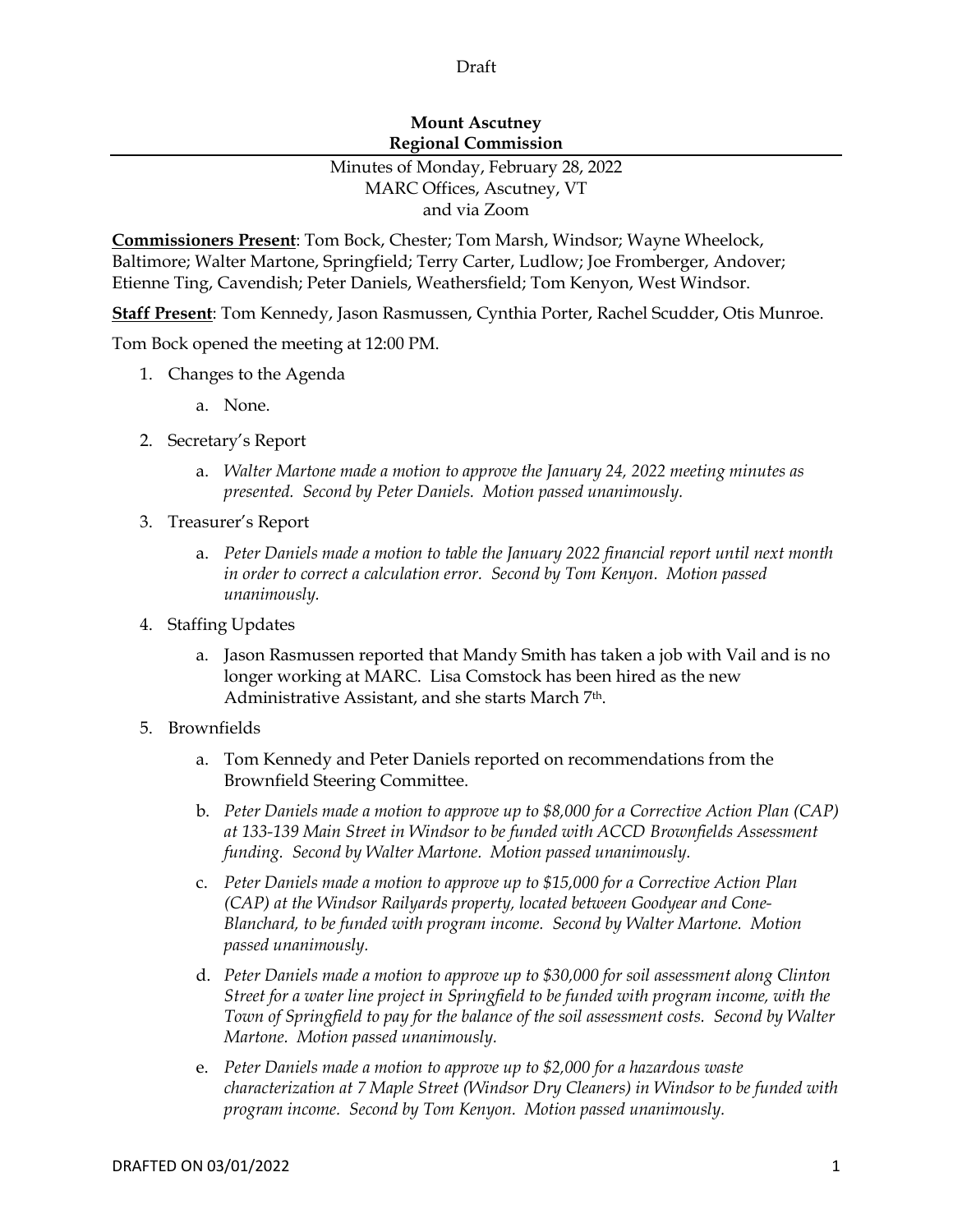Draft

**Mount Ascutney**
**Regional Commission**

Minutes of Monday, February 28, 2022
MARC Offices, Ascutney, VT
and via Zoom

**Commissioners Present**: Tom Bock, Chester; Tom Marsh, Windsor; Wayne Wheelock, Baltimore; Walter Martone, Springfield; Terry Carter, Ludlow; Joe Fromberger, Andover; Etienne Ting, Cavendish; Peter Daniels, Weathersfield; Tom Kenyon, West Windsor.

**Staff Present**: Tom Kennedy, Jason Rasmussen, Cynthia Porter, Rachel Scudder, Otis Munroe.

Tom Bock opened the meeting at 12:00 PM.

1. Changes to the Agenda
    a. None.
2. Secretary's Report
    a. *Walter Martone made a motion to approve the January 24, 2022 meeting minutes as presented. Second by Peter Daniels. Motion passed unanimously.*
3. Treasurer's Report
    a. *Peter Daniels made a motion to table the January 2022 financial report until next month in order to correct a calculation error. Second by Tom Kenyon. Motion passed unanimously.*
4. Staffing Updates
    a. Jason Rasmussen reported that Mandy Smith has taken a job with Vail and is no longer working at MARC. Lisa Comstock has been hired as the new Administrative Assistant, and she starts March 7th.
5. Brownfields
    a. Tom Kennedy and Peter Daniels reported on recommendations from the Brownfield Steering Committee.
    b. *Peter Daniels made a motion to approve up to $8,000 for a Corrective Action Plan (CAP) at 133-139 Main Street in Windsor to be funded with ACCD Brownfields Assessment funding. Second by Walter Martone. Motion passed unanimously.*
    c. *Peter Daniels made a motion to approve up to $15,000 for a Corrective Action Plan (CAP) at the Windsor Railyards property, located between Goodyear and Cone-Blanchard, to be funded with program income. Second by Walter Martone. Motion passed unanimously.*
    d. *Peter Daniels made a motion to approve up to $30,000 for soil assessment along Clinton Street for a water line project in Springfield to be funded with program income, with the Town of Springfield to pay for the balance of the soil assessment costs. Second by Walter Martone. Motion passed unanimously.*
    e. *Peter Daniels made a motion to approve up to $2,000 for a hazardous waste characterization at 7 Maple Street (Windsor Dry Cleaners) in Windsor to be funded with program income. Second by Tom Kenyon. Motion passed unanimously.*

DRAFTED ON 03/01/2022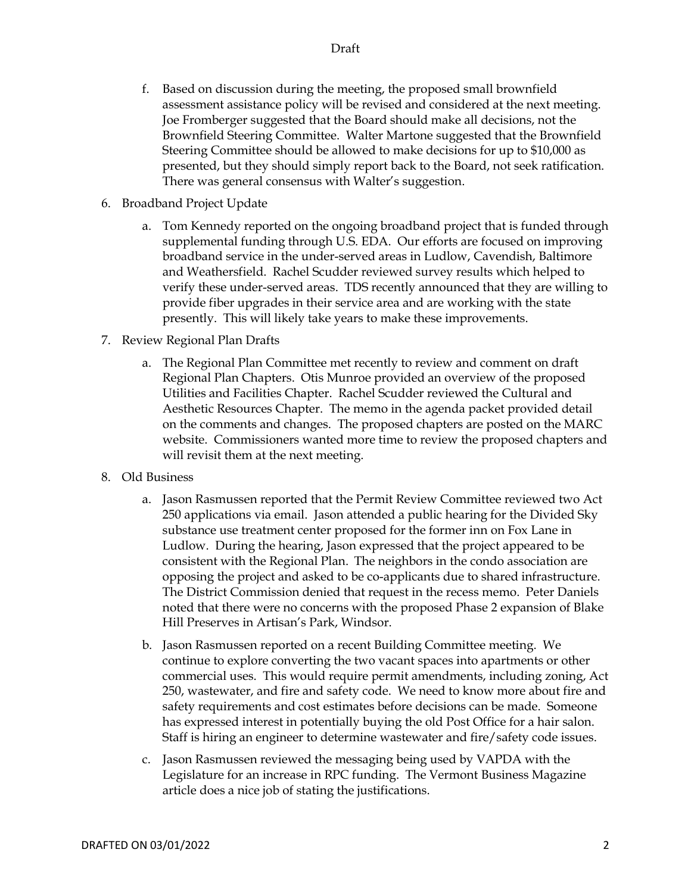f. Based on discussion during the meeting, the proposed small brownfield assessment assistance policy will be revised and considered at the next meeting. Joe Fromberger suggested that the Board should make all decisions, not the Brownfield Steering Committee. Walter Martone suggested that the Brownfield Steering Committee should be allowed to make decisions for up to $10,000 as presented, but they should simply report back to the Board, not seek ratification. There was general consensus with Walter's suggestion.

6. Broadband Project Update

   a. Tom Kennedy reported on the ongoing broadband project that is funded through supplemental funding through U.S. EDA. Our efforts are focused on improving broadband service in the under-served areas in Ludlow, Cavendish, Baltimore and Weathersfield. Rachel Scudder reviewed survey results which helped to verify these under-served areas. TDS recently announced that they are willing to provide fiber upgrades in their service area and are working with the state presently. This will likely take years to make these improvements.

7. Review Regional Plan Drafts

   a. The Regional Plan Committee met recently to review and comment on draft Regional Plan Chapters. Otis Munroe provided an overview of the proposed Utilities and Facilities Chapter. Rachel Scudder reviewed the Cultural and Aesthetic Resources Chapter. The memo in the agenda packet provided detail on the comments and changes. The proposed chapters are posted on the MARC website. Commissioners wanted more time to review the proposed chapters and will revisit them at the next meeting.

8. Old Business

   a. Jason Rasmussen reported that the Permit Review Committee reviewed two Act 250 applications via email. Jason attended a public hearing for the Divided Sky substance use treatment center proposed for the former inn on Fox Lane in Ludlow. During the hearing, Jason expressed that the project appeared to be consistent with the Regional Plan. The neighbors in the condo association are opposing the project and asked to be co-applicants due to shared infrastructure. The District Commission denied that request in the recess memo. Peter Daniels noted that there were no concerns with the proposed Phase 2 expansion of Blake Hill Preserves in Artisan's Park, Windsor.

   b. Jason Rasmussen reported on a recent Building Committee meeting. We continue to explore converting the two vacant spaces into apartments or other commercial uses. This would require permit amendments, including zoning, Act 250, wastewater, and fire and safety code. We need to know more about fire and safety requirements and cost estimates before decisions can be made. Someone has expressed interest in potentially buying the old Post Office for a hair salon. Staff is hiring an engineer to determine wastewater and fire/safety code issues.

   c. Jason Rasmussen reviewed the messaging being used by VAPDA with the Legislature for an increase in RPC funding. The Vermont Business Magazine article does a nice job of stating the justifications.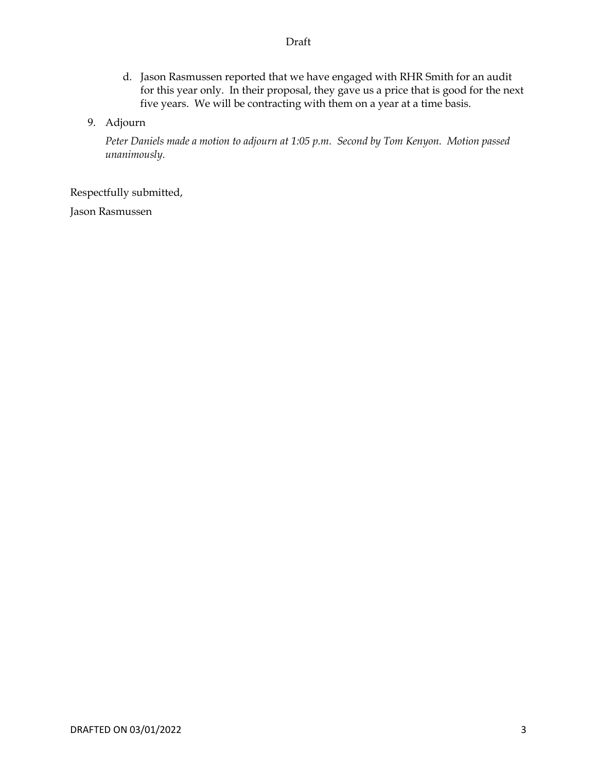d. Jason Rasmussen reported that we have engaged with RHR Smith for an audit for this year only. In their proposal, they gave us a price that is good for the next five years. We will be contracting with them on a year at a time basis.

9. Adjourn

   *Peter Daniels made a motion to adjourn at 1:05 p.m. Second by Tom Kenyon. Motion passed unanimously.*

Respectfully submitted,

Jason Rasmussen